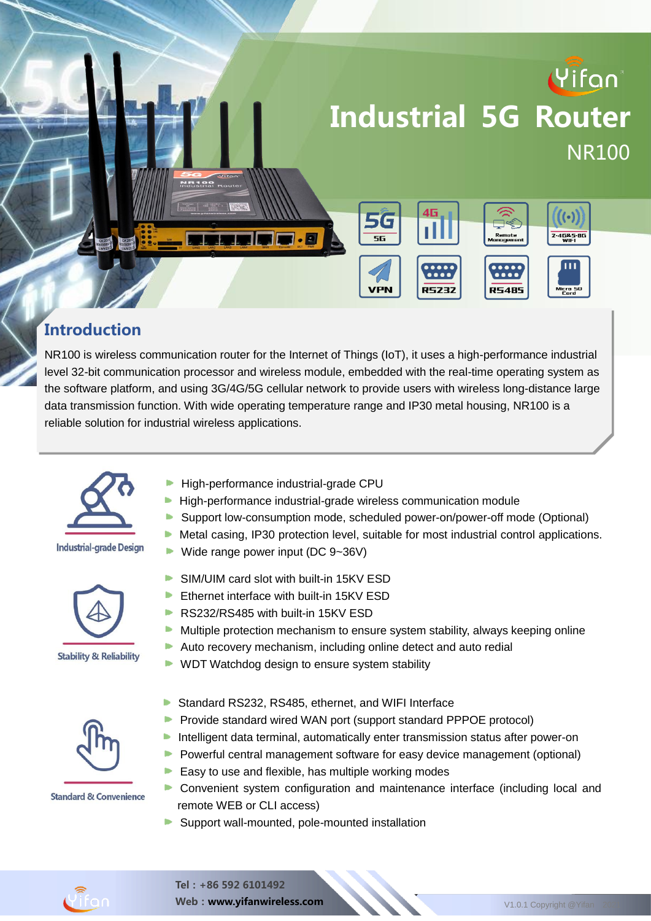# Industrial 5G Router

NR100

5G | 4G | Remote Management | 2.4G&5.8G WIFI | VPN | RS232 | RS485 | Micro SD Card

## Introduction

NR100 is wireless communication router for the Internet of Things (IoT), it uses a high-performance industrial level 32-bit communication processor and wireless module, embedded with the real-time operating system as the software platform, and using 3G/4G/5G cellular network to provide users with wireless long-distance large data transmission function. With wide operating temperature range and IP30 metal housing, NR100 is a reliable solution for industrial wireless applications.

### Industrial-grade Design

- High-performance industrial-grade CPU
- High-performance industrial-grade wireless communication module
- Support low-consumption mode, scheduled power-on/power-off mode (Optional)
- Metal casing, IP30 protection level, suitable for most industrial control applications.
- Wide range power input (DC 9~36V)

### Stability & Reliability

- SIM/UIM card slot with built-in 15KV ESD
- Ethernet interface with built-in 15KV ESD
- RS232/RS485 with built-in 15KV ESD
- Multiple protection mechanism to ensure system stability, always keeping online
- Auto recovery mechanism, including online detect and auto redial
- WDT Watchdog design to ensure system stability

### Standard & Convenience

- Standard RS232, RS485, ethernet, and WIFI Interface
- Provide standard wired WAN port (support standard PPPOE protocol)
- Intelligent data terminal, automatically enter transmission status after power-on
- Powerful central management software for easy device management (optional)
- Easy to use and flexible, has multiple working modes
- Convenient system configuration and maintenance interface (including local and remote WEB or CLI access)
- Support wall-mounted, pole-mounted installation

Tel : +86 592 6101492
Web : www.yifanwireless.com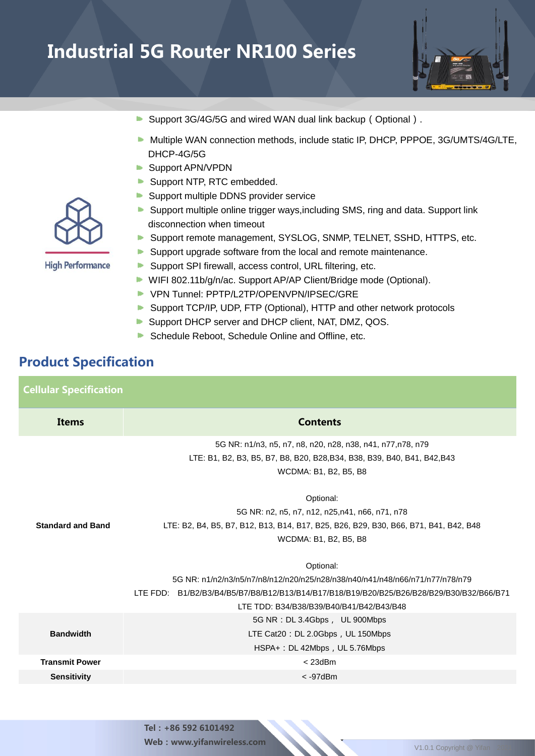# Industrial 5G Router NR100 Series

High Performance

- Support 3G/4G/5G and wired WAN dual link backup（Optional）.
- Multiple WAN connection methods, include static IP, DHCP, PPPOE, 3G/UMTS/4G/LTE, DHCP-4G/5G
- Support APN/VPDN
- Support NTP, RTC embedded.
- Support multiple DDNS provider service
- Support multiple online trigger ways,including SMS, ring and data. Support link disconnection when timeout
- Support remote management, SYSLOG, SNMP, TELNET, SSHD, HTTPS, etc.
- Support upgrade software from the local and remote maintenance.
- Support SPI firewall, access control, URL filtering, etc.
- WIFI 802.11b/g/n/ac. Support AP/AP Client/Bridge mode (Optional).
- VPN Tunnel: PPTP/L2TP/OPENVPN/IPSEC/GRE
- Support TCP/IP, UDP, FTP (Optional), HTTP and other network protocols
- Support DHCP server and DHCP client, NAT, DMZ, QOS.
- Schedule Reboot, Schedule Online and Offline, etc.

## Product Specification

### Cellular Specification

| Items | Contents |
|---|---|
| Standard and Band | 5G NR: n1/n3, n5, n7, n8, n20, n28, n38, n41, n77,n78, n79<br>LTE: B1, B2, B3, B5, B7, B8, B20, B28,B34, B38, B39, B40, B41, B42,B43<br>WCDMA: B1, B2, B5, B8<br><br>Optional:<br>5G NR: n2, n5, n7, n12, n25,n41, n66, n71, n78<br>LTE: B2, B4, B5, B7, B12, B13, B14, B17, B25, B26, B29, B30, B66, B71, B41, B42, B48<br>WCDMA: B1, B2, B5, B8<br><br>Optional:<br>5G NR: n1/n2/n3/n5/n7/n8/n12/n20/n25/n28/n38/n40/n41/n48/n66/n71/n77/n78/n79<br>LTE FDD: B1/B2/B3/B4/B5/B7/B8/B12/B13/B14/B17/B18/B19/B20/B25/B26/B28/B29/B30/B32/B66/B71<br>LTE TDD: B34/B38/B39/B40/B41/B42/B43/B48 |
| Bandwidth | 5G NR：DL 3.4Gbps， UL 900Mbps<br>LTE Cat20：DL 2.0Gbps，UL 150Mbps<br>HSPA+：DL 42Mbps，UL 5.76Mbps |
| Transmit Power | < 23dBm |
| Sensitivity | < -97dBm |

Tel：+86 592 6101492
Web：www.yifanwireless.com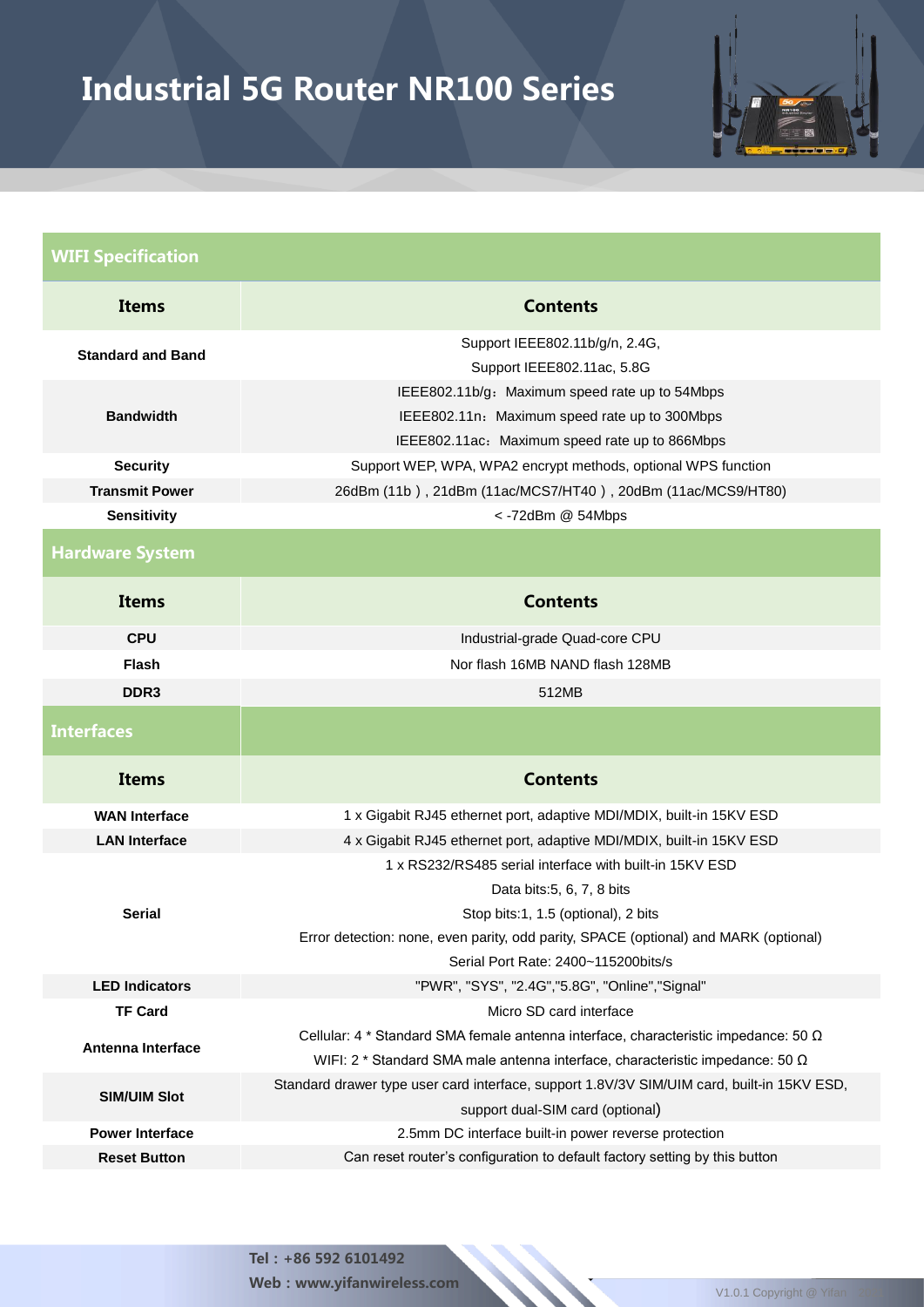# Industrial 5G Router NR100 Series

## WIFI Specification

| Items | Contents |
|---|---|
| Standard and Band | Support IEEE802.11b/g/n, 2.4G,<br>Support IEEE802.11ac, 5.8G |
| Bandwidth | IEEE802.11b/g：Maximum speed rate up to 54Mbps<br>IEEE802.11n：Maximum speed rate up to 300Mbps<br>IEEE802.11ac：Maximum speed rate up to 866Mbps |
| Security | Support WEP, WPA, WPA2 encrypt methods, optional WPS function |
| Transmit Power | 26dBm (11b）, 21dBm (11ac/MCS7/HT40）, 20dBm (11ac/MCS9/HT80) |
| Sensitivity | < -72dBm @ 54Mbps |

## Hardware System

| Items | Contents |
|---|---|
| CPU | Industrial-grade Quad-core CPU |
| Flash | Nor flash 16MB NAND flash 128MB |
| DDR3 | 512MB |

## Interfaces

| Items | Contents |
|---|---|
| WAN Interface | 1 x Gigabit RJ45 ethernet port, adaptive MDI/MDIX, built-in 15KV ESD |
| LAN Interface | 4 x Gigabit RJ45 ethernet port, adaptive MDI/MDIX, built-in 15KV ESD |
| Serial | 1 x RS232/RS485 serial interface with built-in 15KV ESD<br>Data bits:5, 6, 7, 8 bits<br>Stop bits:1, 1.5 (optional), 2 bits<br>Error detection: none, even parity, odd parity, SPACE (optional) and MARK (optional)<br>Serial Port Rate: 2400~115200bits/s |
| LED Indicators | "PWR", "SYS", "2.4G","5.8G", "Online","Signal" |
| TF Card | Micro SD card interface |
| Antenna Interface | Cellular: 4 * Standard SMA female antenna interface, characteristic impedance: 50 Ω<br>WIFI: 2 * Standard SMA male antenna interface, characteristic impedance: 50 Ω |
| SIM/UIM Slot | Standard drawer type user card interface, support 1.8V/3V SIM/UIM card, built-in 15KV ESD, support dual-SIM card (optional) |
| Power Interface | 2.5mm DC interface built-in power reverse protection |
| Reset Button | Can reset router's configuration to default factory setting by this button |

Tel：+86 592 6101492
Web：www.yifanwireless.com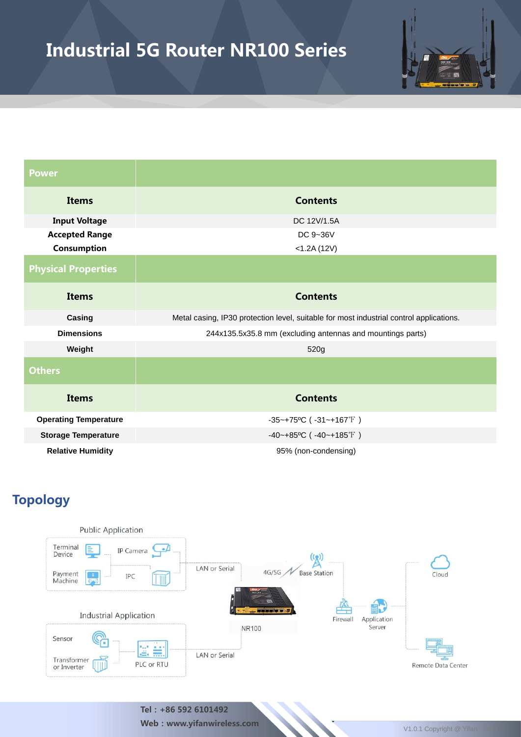# Industrial 5G Router NR100 Series

| Power | |
|---|---|
| **Items** | **Contents** |
| **Input Voltage** | DC 12V/1.5A |
| **Accepted Range** | DC 9~36V |
| **Consumption** | <1.2A (12V) |
| **Physical Properties** | |
| **Items** | **Contents** |
| **Casing** | Metal casing, IP30 protection level, suitable for most industrial control applications. |
| **Dimensions** | 244x135.5x35.8 mm (excluding antennas and mountings parts) |
| **Weight** | 520g |
| **Others** | |
| **Items** | **Contents** |
| **Operating Temperature** | -35~+75ºC（-31~+167℉） |
| **Storage Temperature** | -40~+85ºC（-40~+185℉） |
| **Relative Humidity** | 95% (non-condensing) |

## Topology

Public Application: Terminal Device, IP Camera, Payment Machine, IPC — LAN or Serial

Industrial Application: Sensor, Transformer or Inverter, PLC or RTU — LAN or Serial

NR100 — 4G/5G — Base Station — Firewall — Application Server — Cloud / Remote Data Center

**Tel：+86 592 6101492**

**Web：www.yifanwireless.com**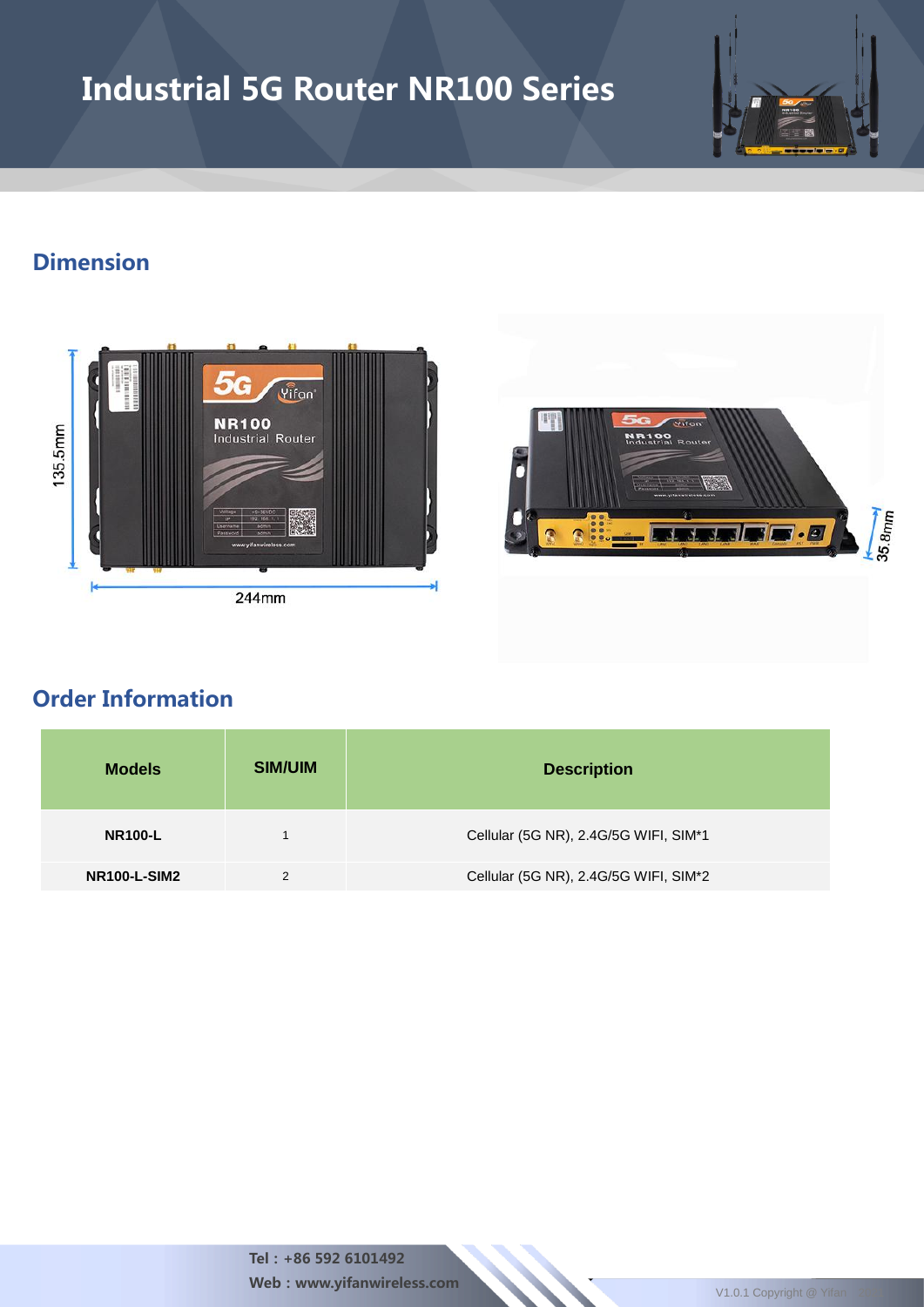# Industrial 5G Router NR100 Series

## Dimension

135.5mm

244mm

35.8mm

## Order Information

| Models | SIM/UIM | Description |
|---|---|---|
| NR100-L | 1 | Cellular (5G NR), 2.4G/5G WIFI, SIM*1 |
| NR100-L-SIM2 | 2 | Cellular (5G NR), 2.4G/5G WIFI, SIM*2 |

Tel：+86 592 6101492

Web：www.yifanwireless.com